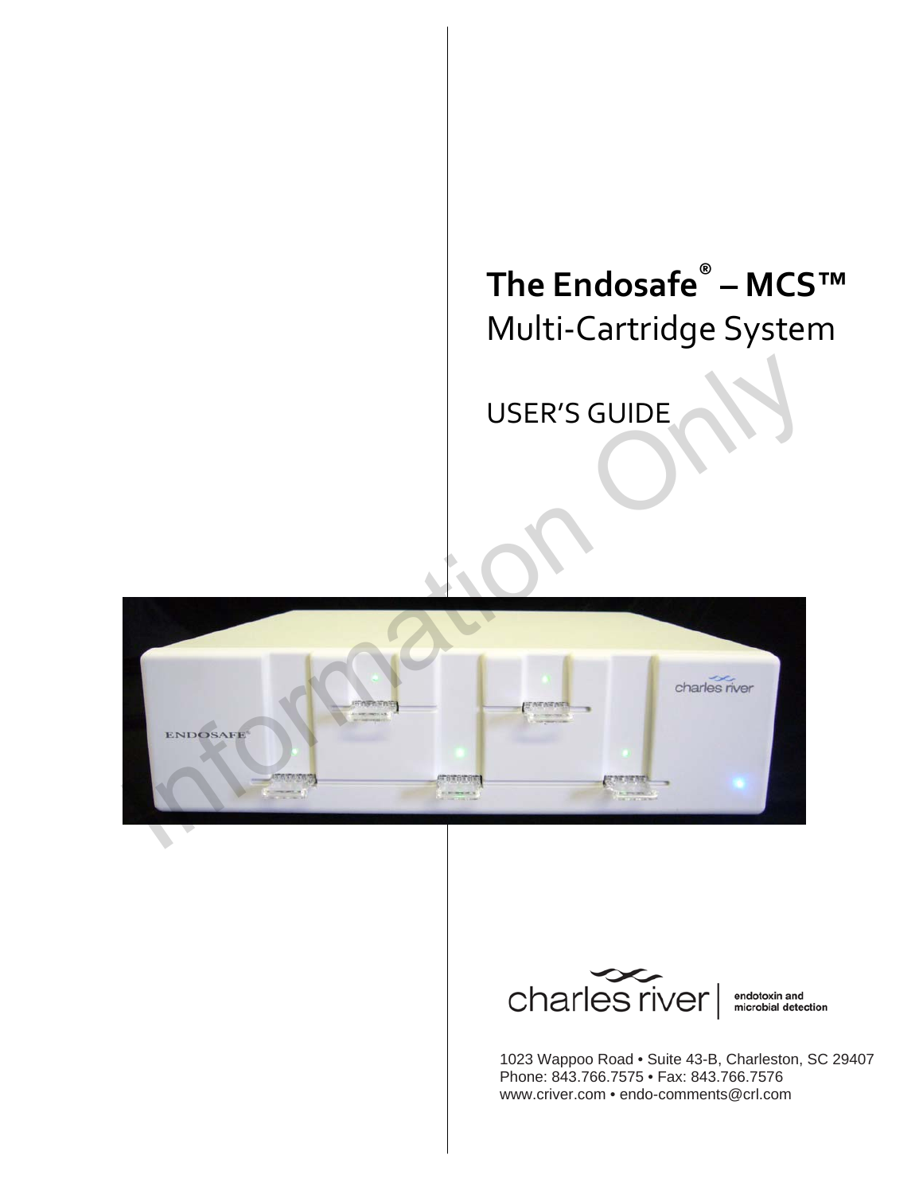# The Endosafe® – MCS™

## Multi-Cartridge System

USER'S GUIDE

charles river | endotoxin and microbial detection

1023 Wappoo Road • Suite 43-B, Charleston, SC 29407
Phone: 843.766.7575 • Fax: 843.766.7576
www.criver.com • endo-comments@crl.com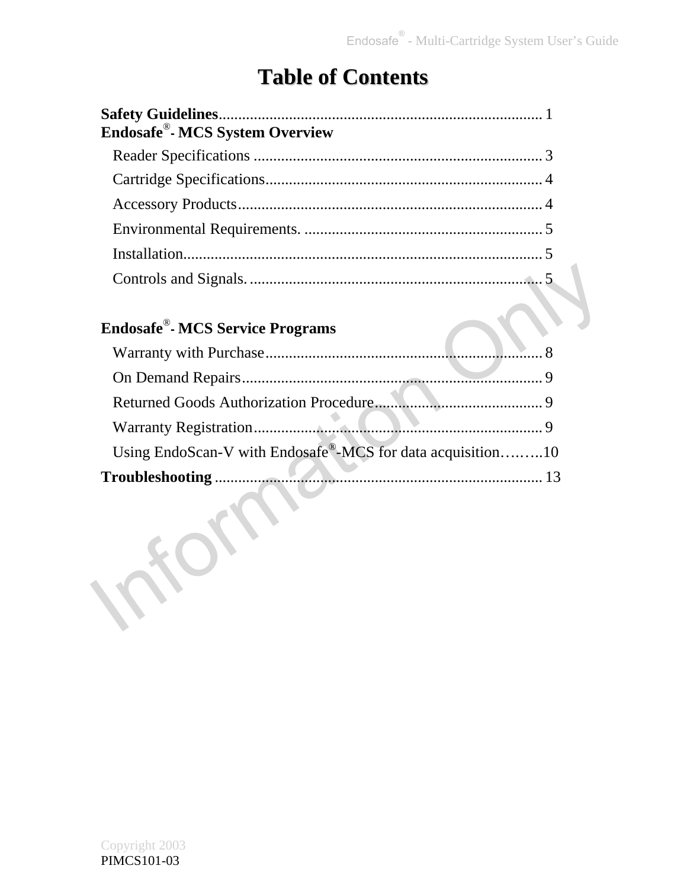# Table of Contents

**Safety Guidelines**.................................................................................. 1

**Endosafe® - MCS System Overview**

- Reader Specifications ......................................................................... 3
- Cartridge Specifications...................................................................... 4
- Accessory Products............................................................................. 4
- Environmental Requirements. ............................................................. 5
- Installation........................................................................................... 5
- Controls and Signals. ......................................................................... 5

**Endosafe® - MCS Service Programs**

- Warranty with Purchase...................................................................... 8
- On Demand Repairs............................................................................ 9
- Returned Goods Authorization Procedure.......................................... 9
- Warranty Registration......................................................................... 9
- Using EndoScan-V with Endosafe®-MCS for data acquisition……...10

**Troubleshooting** .................................................................................. 13

Copyright 2003
PIMCS101-03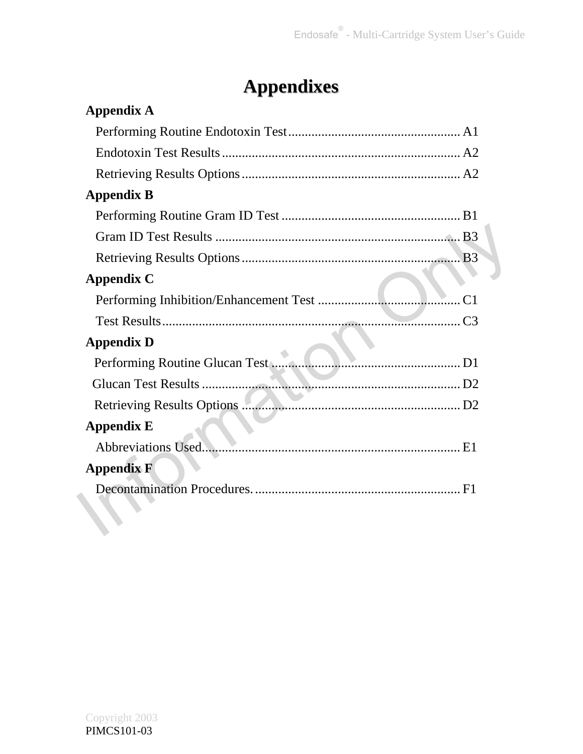# Appendixes

**Appendix A**

- Performing Routine Endotoxin Test .................................................... A1
- Endotoxin Test Results ........................................................................ A2
- Retrieving Results Options .................................................................. A2

**Appendix B**

- Performing Routine Gram ID Test ...................................................... B1
- Gram ID Test Results .......................................................................... B3
- Retrieving Results Options .................................................................. B3

**Appendix C**

- Performing Inhibition/Enhancement Test ........................................... C1
- Test Results .......................................................................................... C3

**Appendix D**

- Performing Routine Glucan Test ......................................................... D1
- Glucan Test Results .............................................................................. D2
- Retrieving Results Options .................................................................. D2

**Appendix E**

- Abbreviations Used............................................................................... E1

**Appendix F**

- Decontamination Procedures. .............................................................. F1

Copyright 2003
PIMCS101-03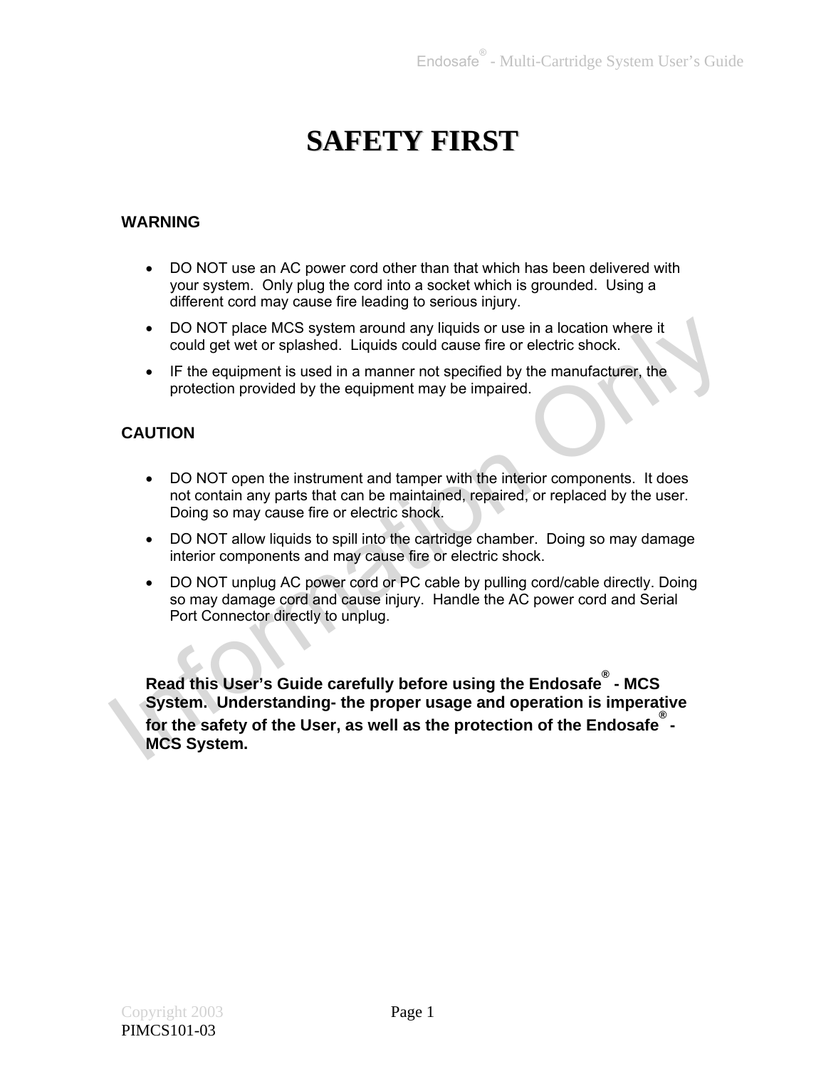# SAFETY FIRST

## WARNING

- DO NOT use an AC power cord other than that which has been delivered with your system. Only plug the cord into a socket which is grounded. Using a different cord may cause fire leading to serious injury.
- DO NOT place MCS system around any liquids or use in a location where it could get wet or splashed. Liquids could cause fire or electric shock.
- IF the equipment is used in a manner not specified by the manufacturer, the protection provided by the equipment may be impaired.

## CAUTION

- DO NOT open the instrument and tamper with the interior components. It does not contain any parts that can be maintained, repaired, or replaced by the user. Doing so may cause fire or electric shock.
- DO NOT allow liquids to spill into the cartridge chamber. Doing so may damage interior components and may cause fire or electric shock.
- DO NOT unplug AC power cord or PC cable by pulling cord/cable directly. Doing so may damage cord and cause injury. Handle the AC power cord and Serial Port Connector directly to unplug.

**Read this User's Guide carefully before using the Endosafe® - MCS System. Understanding- the proper usage and operation is imperative for the safety of the User, as well as the protection of the Endosafe® - MCS System.**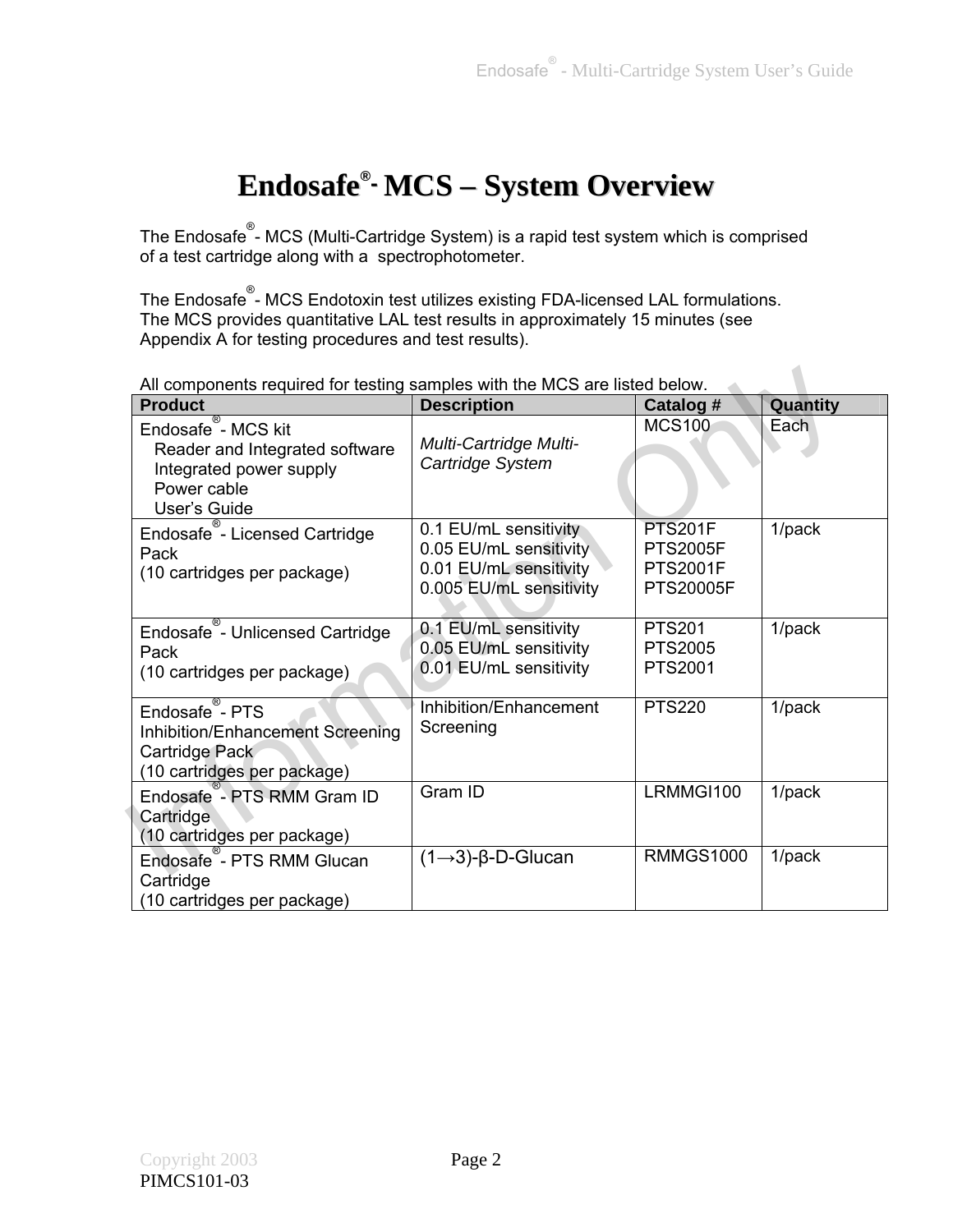# Endosafe®- MCS – System Overview

The Endosafe®- MCS (Multi-Cartridge System) is a rapid test system which is comprised of a test cartridge along with a spectrophotometer.

The Endosafe®- MCS Endotoxin test utilizes existing FDA-licensed LAL formulations. The MCS provides quantitative LAL test results in approximately 15 minutes (see Appendix A for testing procedures and test results).

All components required for testing samples with the MCS are listed below.

| Product | Description | Catalog # | Quantity |
|---|---|---|---|
| Endosafe®- MCS kit<br>Reader and Integrated software<br>Integrated power supply<br>Power cable<br>User's Guide | *Multi-Cartridge Multi-Cartridge System* | MCS100 | Each |
| Endosafe®- Licensed Cartridge Pack<br>(10 cartridges per package) | 0.1 EU/mL sensitivity<br>0.05 EU/mL sensitivity<br>0.01 EU/mL sensitivity<br>0.005 EU/mL sensitivity | PTS201F<br>PTS2005F<br>PTS2001F<br>PTS20005F | 1/pack |
| Endosafe®- Unlicensed Cartridge Pack<br>(10 cartridges per package) | 0.1 EU/mL sensitivity<br>0.05 EU/mL sensitivity<br>0.01 EU/mL sensitivity | PTS201<br>PTS2005<br>PTS2001 | 1/pack |
| Endosafe®- PTS Inhibition/Enhancement Screening Cartridge Pack<br>(10 cartridges per package) | Inhibition/Enhancement Screening | PTS220 | 1/pack |
| Endosafe®- PTS RMM Gram ID Cartridge<br>(10 cartridges per package) | Gram ID | LRMMGI100 | 1/pack |
| Endosafe®- PTS RMM Glucan Cartridge<br>(10 cartridges per package) | (1→3)-β-D-Glucan | RMMGS1000 | 1/pack |

Copyright 2003
PIMCS101-03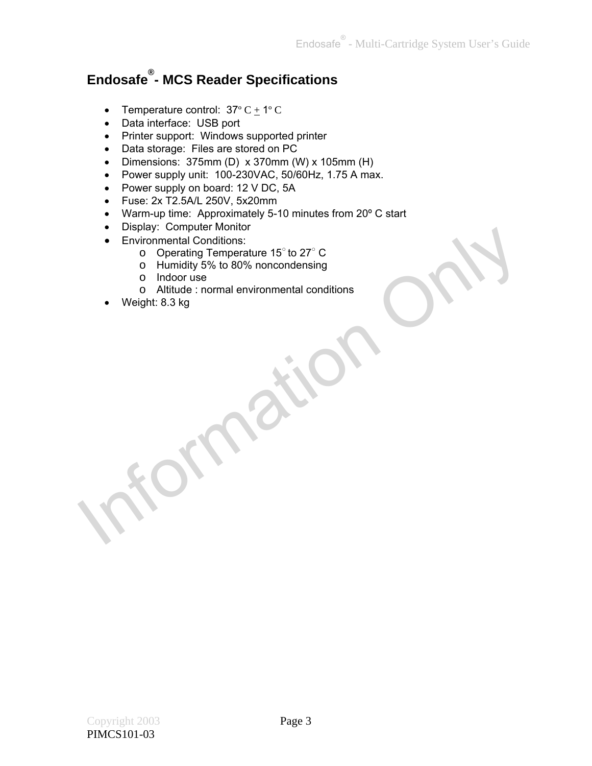## Endosafe® - MCS Reader Specifications

- Temperature control: 37º C ± 1º C
- Data interface: USB port
- Printer support: Windows supported printer
- Data storage: Files are stored on PC
- Dimensions: 375mm (D) x 370mm (W) x 105mm (H)
- Power supply unit: 100-230VAC, 50/60Hz, 1.75 A max.
- Power supply on board: 12 V DC, 5A
- Fuse: 2x T2.5A/L 250V, 5x20mm
- Warm-up time: Approximately 5-10 minutes from 20º C start
- Display: Computer Monitor
- Environmental Conditions:
  - Operating Temperature 15° to 27° C
  - Humidity 5% to 80% noncondensing
  - Indoor use
  - Altitude : normal environmental conditions
- Weight: 8.3 kg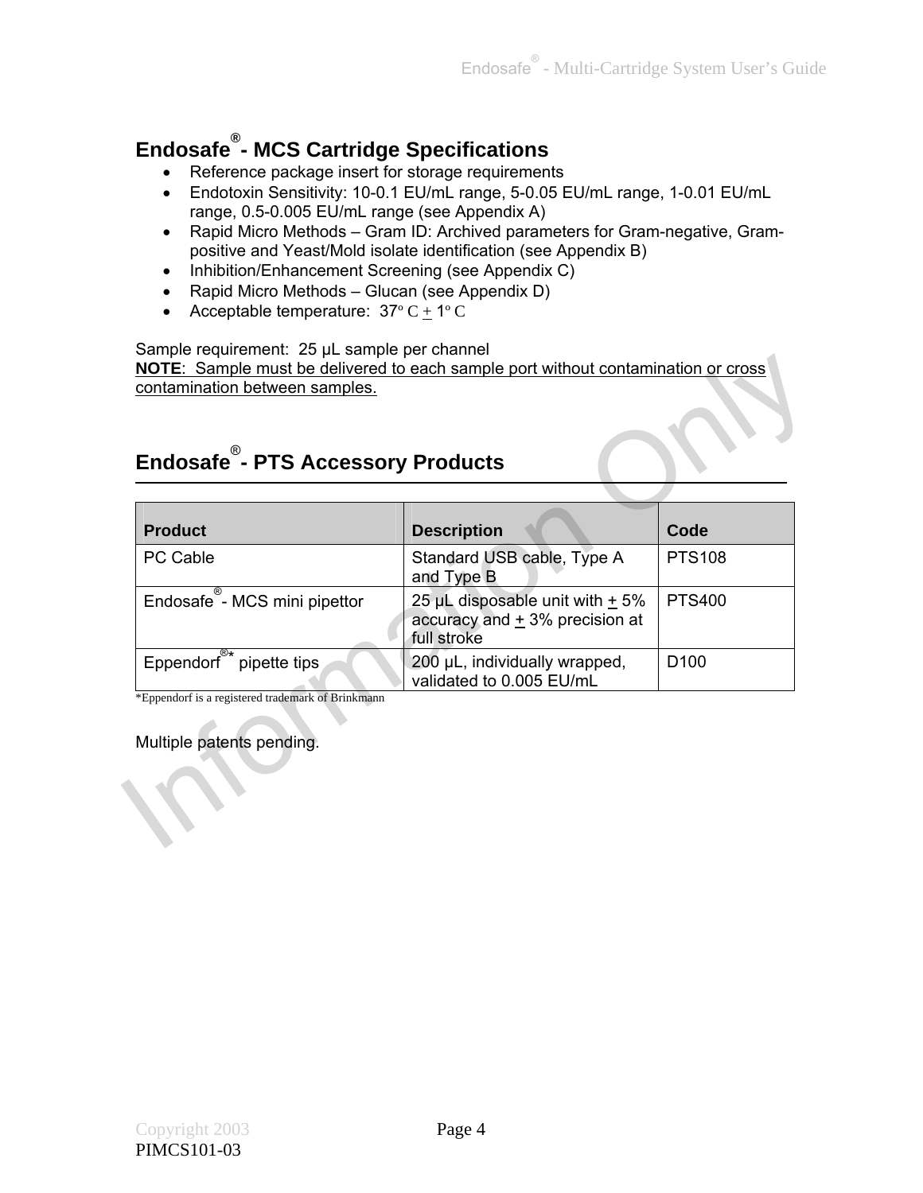## Endosafe® - MCS Cartridge Specifications

- Reference package insert for storage requirements
- Endotoxin Sensitivity: 10-0.1 EU/mL range, 5-0.05 EU/mL range, 1-0.01 EU/mL range, 0.5-0.005 EU/mL range (see Appendix A)
- Rapid Micro Methods – Gram ID: Archived parameters for Gram-negative, Gram-positive and Yeast/Mold isolate identification (see Appendix B)
- Inhibition/Enhancement Screening (see Appendix C)
- Rapid Micro Methods – Glucan (see Appendix D)
- Acceptable temperature: 37º C ± 1º C

Sample requirement: 25 µL sample per channel

**NOTE**: Sample must be delivered to each sample port without contamination or cross contamination between samples.

## Endosafe® - PTS Accessory Products

| Product | Description | Code |
|---|---|---|
| PC Cable | Standard USB cable, Type A and Type B | PTS108 |
| Endosafe® - MCS mini pipettor | 25 µL disposable unit with ± 5% accuracy and ± 3% precision at full stroke | PTS400 |
| Eppendorf®* pipette tips | 200 µL, individually wrapped, validated to 0.005 EU/mL | D100 |

*Eppendorf is a registered trademark of Brinkmann

Multiple patents pending.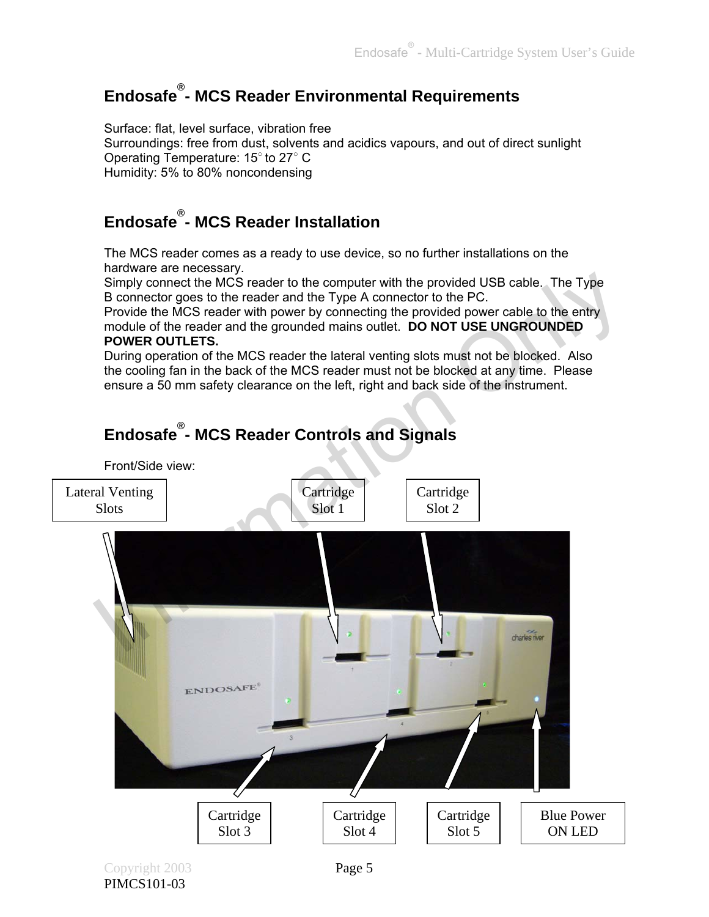## Endosafe® - MCS Reader Environmental Requirements

Surface: flat, level surface, vibration free
Surroundings: free from dust, solvents and acidics vapours, and out of direct sunlight
Operating Temperature: 15° to 27° C
Humidity: 5% to 80% noncondensing

## Endosafe® - MCS Reader Installation

The MCS reader comes as a ready to use device, so no further installations on the hardware are necessary.
Simply connect the MCS reader to the computer with the provided USB cable. The Type B connector goes to the reader and the Type A connector to the PC.
Provide the MCS reader with power by connecting the provided power cable to the entry module of the reader and the grounded mains outlet. **DO NOT USE UNGROUNDED POWER OUTLETS.**
During operation of the MCS reader the lateral venting slots must not be blocked. Also the cooling fan in the back of the MCS reader must not be blocked at any time. Please ensure a 50 mm safety clearance on the left, right and back side of the instrument.

## Endosafe® - MCS Reader Controls and Signals

Front/Side view:

Lateral Venting Slots

Cartridge Slot 1

Cartridge Slot 2

Cartridge Slot 3

Cartridge Slot 4

Cartridge Slot 5

Blue Power ON LED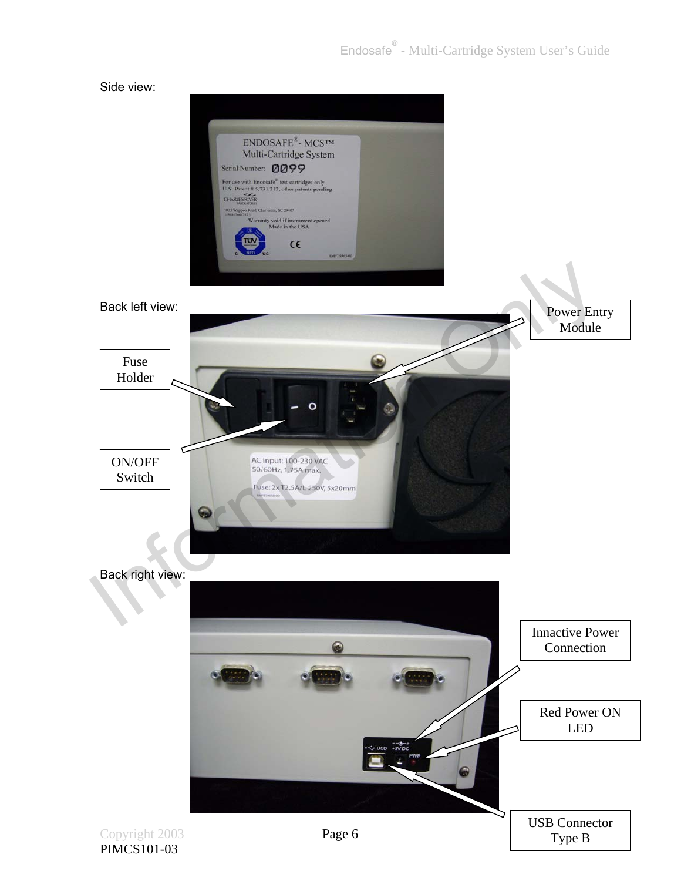Side view:

Back left view:

Power Entry Module

Fuse Holder

ON/OFF Switch

Back right view:

Innactive Power Connection

Red Power ON LED

USB Connector Type B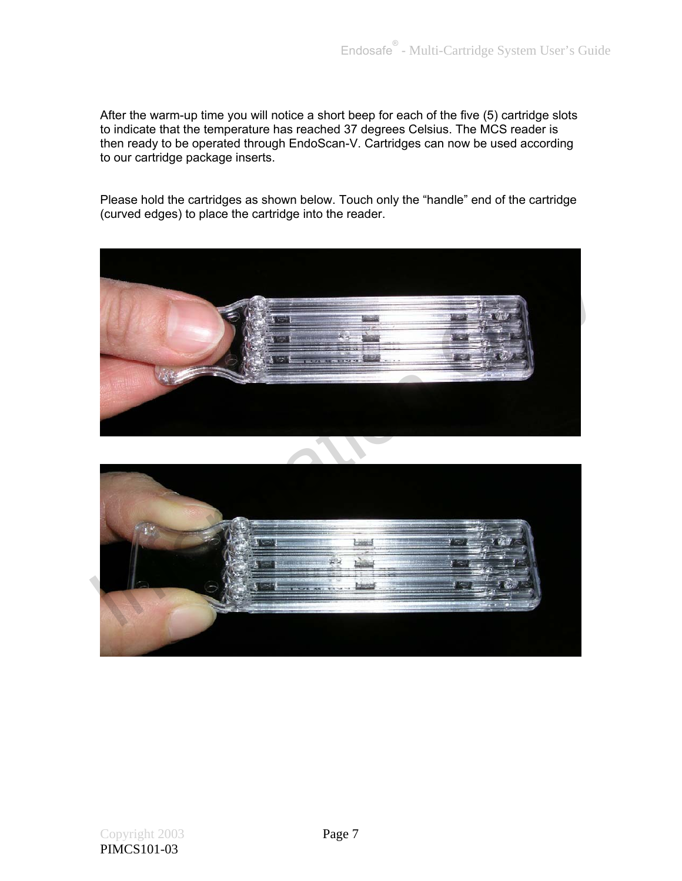After the warm-up time you will notice a short beep for each of the five (5) cartridge slots to indicate that the temperature has reached 37 degrees Celsius. The MCS reader is then ready to be operated through EndoScan-V. Cartridges can now be used according to our cartridge package inserts.

Please hold the cartridges as shown below. Touch only the “handle” end of the cartridge (curved edges) to place the cartridge into the reader.

PIMCS101-03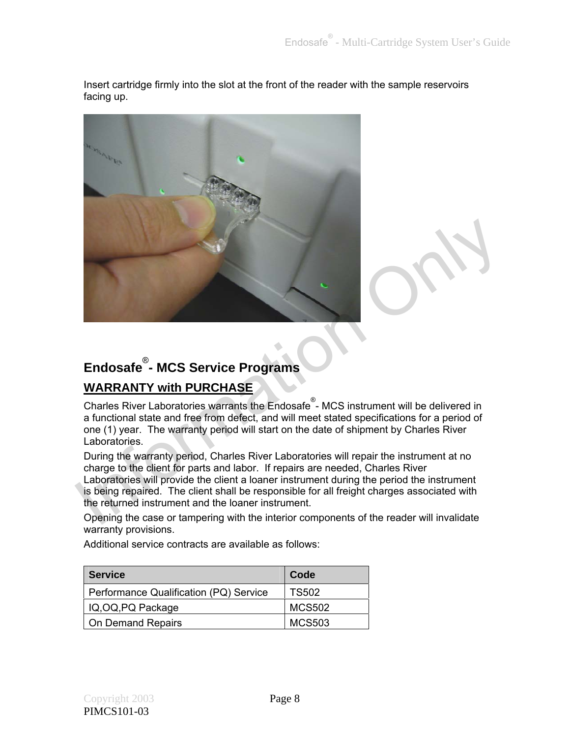Insert cartridge firmly into the slot at the front of the reader with the sample reservoirs facing up.

## Endosafe® - MCS Service Programs

### WARRANTY with PURCHASE

Charles River Laboratories warrants the Endosafe®- MCS instrument will be delivered in a functional state and free from defect, and will meet stated specifications for a period of one (1) year. The warranty period will start on the date of shipment by Charles River Laboratories.

During the warranty period, Charles River Laboratories will repair the instrument at no charge to the client for parts and labor. If repairs are needed, Charles River Laboratories will provide the client a loaner instrument during the period the instrument is being repaired. The client shall be responsible for all freight charges associated with the returned instrument and the loaner instrument.

Opening the case or tampering with the interior components of the reader will invalidate warranty provisions.

Additional service contracts are available as follows:

| Service | Code |
|---|---|
| Performance Qualification (PQ) Service | TS502 |
| IQ,OQ,PQ Package | MCS502 |
| On Demand Repairs | MCS503 |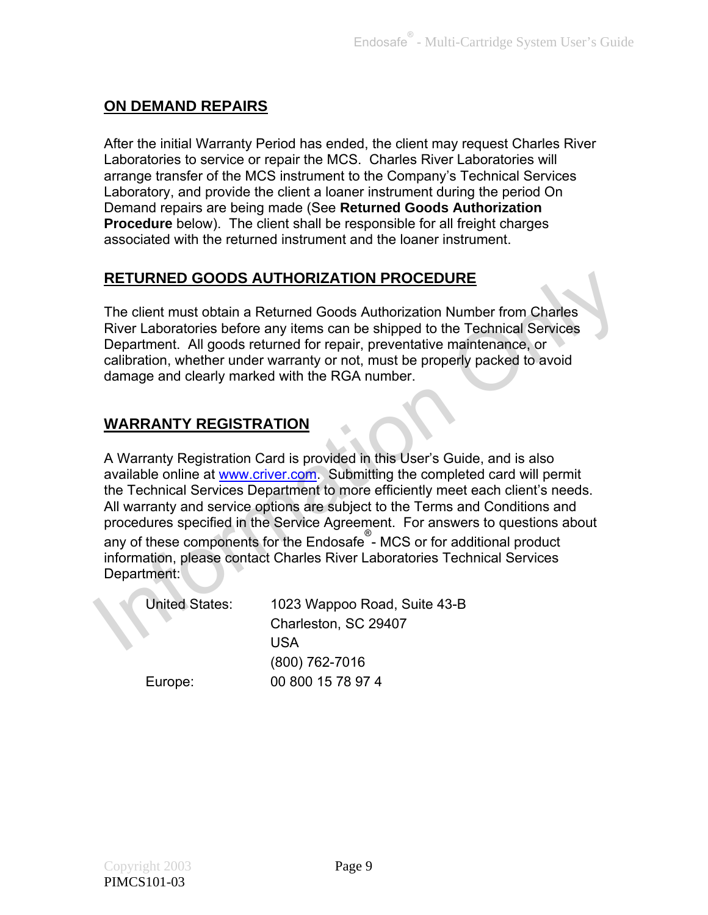## ON DEMAND REPAIRS

After the initial Warranty Period has ended, the client may request Charles River Laboratories to service or repair the MCS. Charles River Laboratories will arrange transfer of the MCS instrument to the Company's Technical Services Laboratory, and provide the client a loaner instrument during the period On Demand repairs are being made (See **Returned Goods Authorization Procedure** below). The client shall be responsible for all freight charges associated with the returned instrument and the loaner instrument.

## RETURNED GOODS AUTHORIZATION PROCEDURE

The client must obtain a Returned Goods Authorization Number from Charles River Laboratories before any items can be shipped to the Technical Services Department. All goods returned for repair, preventative maintenance, or calibration, whether under warranty or not, must be properly packed to avoid damage and clearly marked with the RGA number.

## WARRANTY REGISTRATION

A Warranty Registration Card is provided in this User's Guide, and is also available online at www.criver.com. Submitting the completed card will permit the Technical Services Department to more efficiently meet each client's needs. All warranty and service options are subject to the Terms and Conditions and procedures specified in the Service Agreement. For answers to questions about any of these components for the Endosafe® - MCS or for additional product information, please contact Charles River Laboratories Technical Services Department:

| | |
|---|---|
| United States: | 1023 Wappoo Road, Suite 43-B<br>Charleston, SC 29407<br>USA<br>(800) 762-7016 |
| Europe: | 00 800 15 78 97 4 |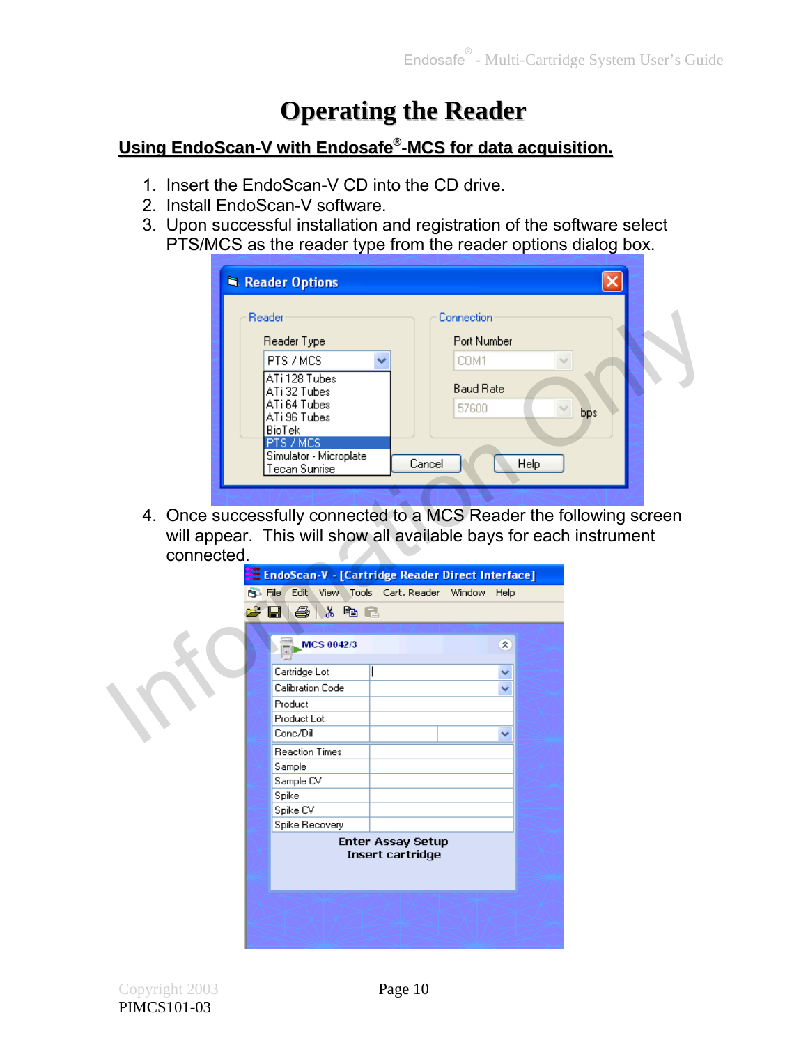# Operating the Reader

## Using EndoScan-V with Endosafe®-MCS for data acquisition.

1. Insert the EndoScan-V CD into the CD drive.
2. Install EndoScan-V software.
3. Upon successful installation and registration of the software select PTS/MCS as the reader type from the reader options dialog box.
4. Once successfully connected to a MCS Reader the following screen will appear. This will show all available bays for each instrument connected.

Copyright 2003
PIMCS101-03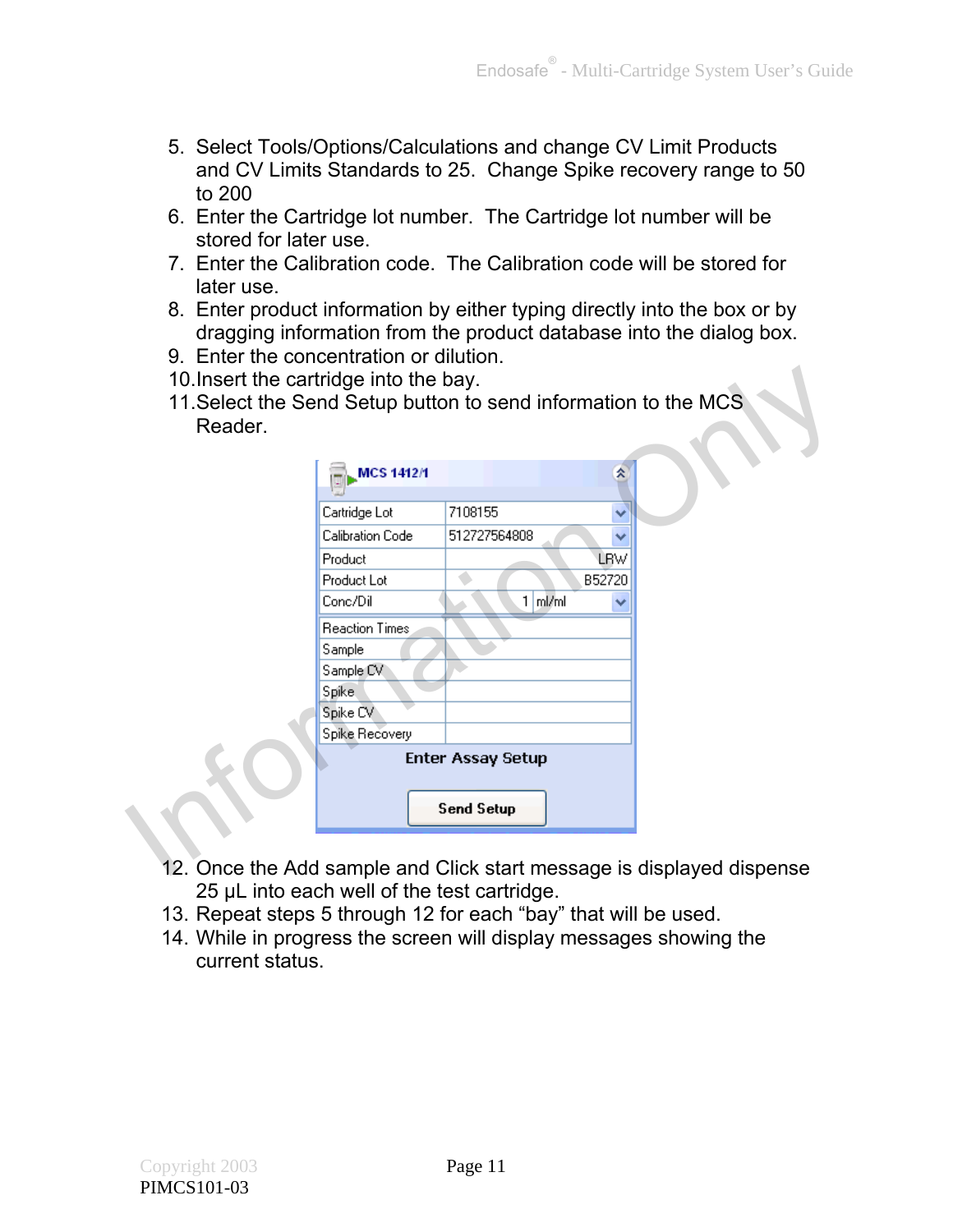5. Select Tools/Options/Calculations and change CV Limit Products and CV Limits Standards to 25. Change Spike recovery range to 50 to 200
6. Enter the Cartridge lot number. The Cartridge lot number will be stored for later use.
7. Enter the Calibration code. The Calibration code will be stored for later use.
8. Enter product information by either typing directly into the box or by dragging information from the product database into the dialog box.
9. Enter the concentration or dilution.
10. Insert the cartridge into the bay.
11. Select the Send Setup button to send information to the MCS Reader.

**MCS 1412/1**

| Field | Value |
|---|---|
| Cartridge Lot | 7108155 |
| Calibration Code | 512727564808 |
| Product | LRW |
| Product Lot | B52720 |
| Conc/Dil | 1 ml/ml |
| Reaction Times | |
| Sample | |
| Sample CV | |
| Spike | |
| Spike CV | |
| Spike Recovery | |

Enter Assay Setup

Send Setup

12. Once the Add sample and Click start message is displayed dispense 25 µL into each well of the test cartridge.
13. Repeat steps 5 through 12 for each “bay” that will be used.
14. While in progress the screen will display messages showing the current status.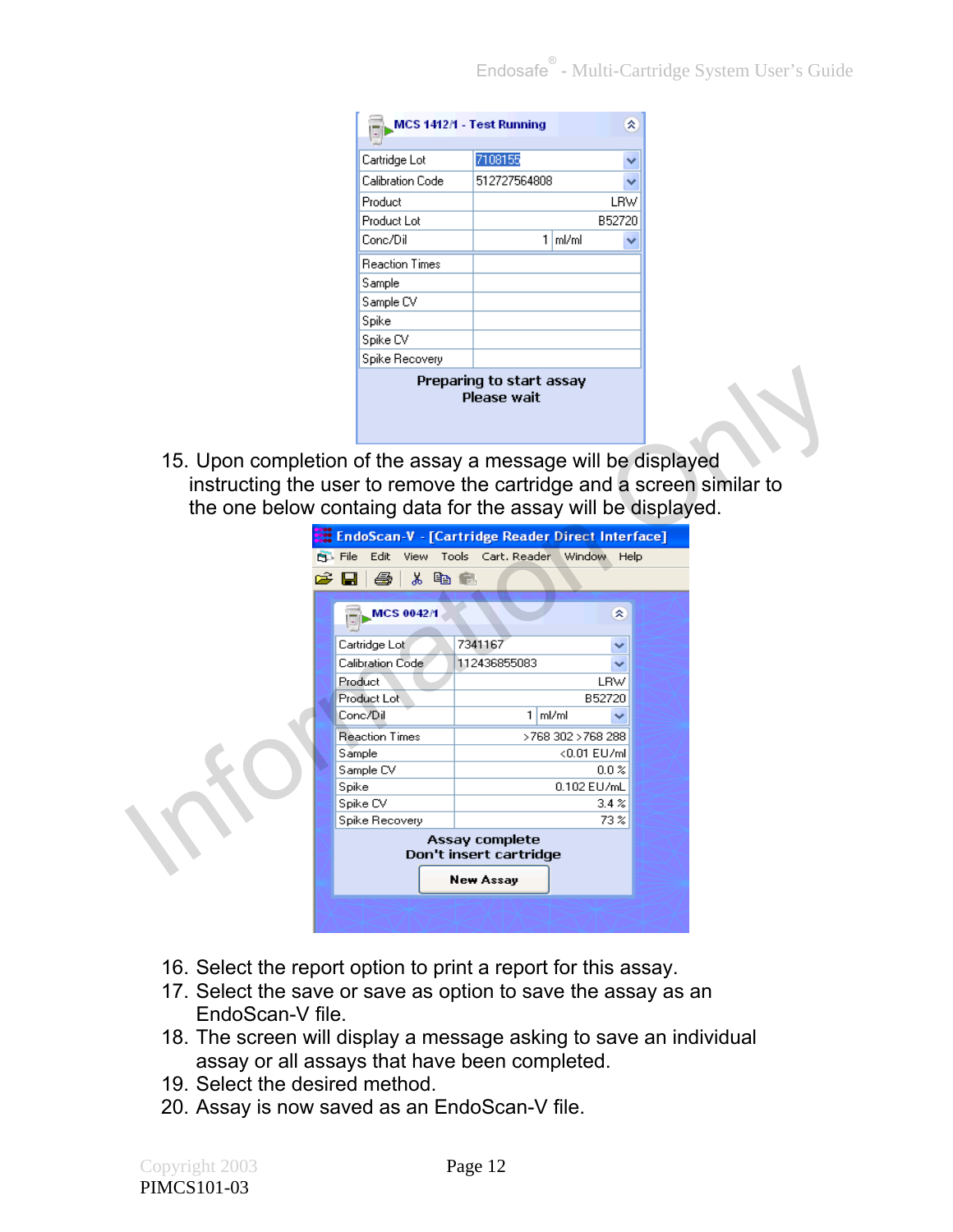| MCS 1412/1 - Test Running | |
| --- | --- |
| Cartridge Lot | 7108155 |
| Calibration Code | 512727564808 |
| Product | LRW |
| Product Lot | B52720 |
| Conc/Dil | 1 ml/ml |
| Reaction Times | |
| Sample | |
| Sample CV | |
| Spike | |
| Spike CV | |
| Spike Recovery | |

Preparing to start assay
Please wait

15. Upon completion of the assay a message will be displayed instructing the user to remove the cartridge and a screen similar to the one below containg data for the assay will be displayed.

EndoScan-V - [Cartridge Reader Direct Interface]

File Edit View Tools Cart. Reader Window Help

| MCS 0042/1 | |
| --- | --- |
| Cartridge Lot | 7341167 |
| Calibration Code | 112436855083 |
| Product | LRW |
| Product Lot | B52720 |
| Conc/Dil | 1 ml/ml |
| Reaction Times | >768 302 >768 288 |
| Sample | <0.01 EU/ml |
| Sample CV | 0.0 % |
| Spike | 0.102 EU/mL |
| Spike CV | 3.4 % |
| Spike Recovery | 73 % |

Assay complete
Don't insert cartridge

New Assay

16. Select the report option to print a report for this assay.
17. Select the save or save as option to save the assay as an EndoScan-V file.
18. The screen will display a message asking to save an individual assay or all assays that have been completed.
19. Select the desired method.
20. Assay is now saved as an EndoScan-V file.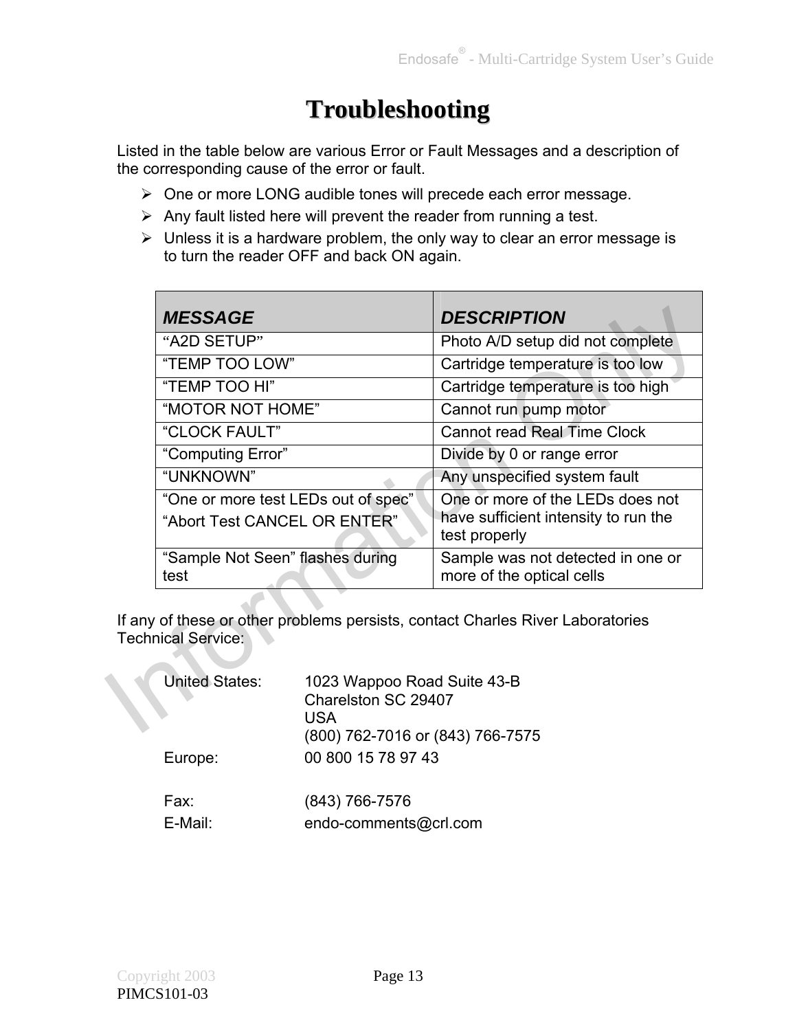# Troubleshooting

Listed in the table below are various Error or Fault Messages and a description of the corresponding cause of the error or fault.

- One or more LONG audible tones will precede each error message.
- Any fault listed here will prevent the reader from running a test.
- Unless it is a hardware problem, the only way to clear an error message is to turn the reader OFF and back ON again.

| *MESSAGE* | *DESCRIPTION* |
|---|---|
| "A2D SETUP" | Photo A/D setup did not complete |
| "TEMP TOO LOW" | Cartridge temperature is too low |
| "TEMP TOO HI" | Cartridge temperature is too high |
| "MOTOR NOT HOME" | Cannot run pump motor |
| "CLOCK FAULT" | Cannot read Real Time Clock |
| "Computing Error" | Divide by 0 or range error |
| "UNKNOWN" | Any unspecified system fault |
| "One or more test LEDs out of spec" "Abort Test CANCEL OR ENTER" | One or more of the LEDs does not have sufficient intensity to run the test properly |
| "Sample Not Seen" flashes during test | Sample was not detected in one or more of the optical cells |

If any of these or other problems persists, contact Charles River Laboratories Technical Service:

United States: 1023 Wappoo Road Suite 43-B
Charelston SC 29407
USA
(800) 762-7016 or (843) 766-7575

Europe: 00 800 15 78 97 43

Fax: (843) 766-7576

E-Mail: endo-comments@crl.com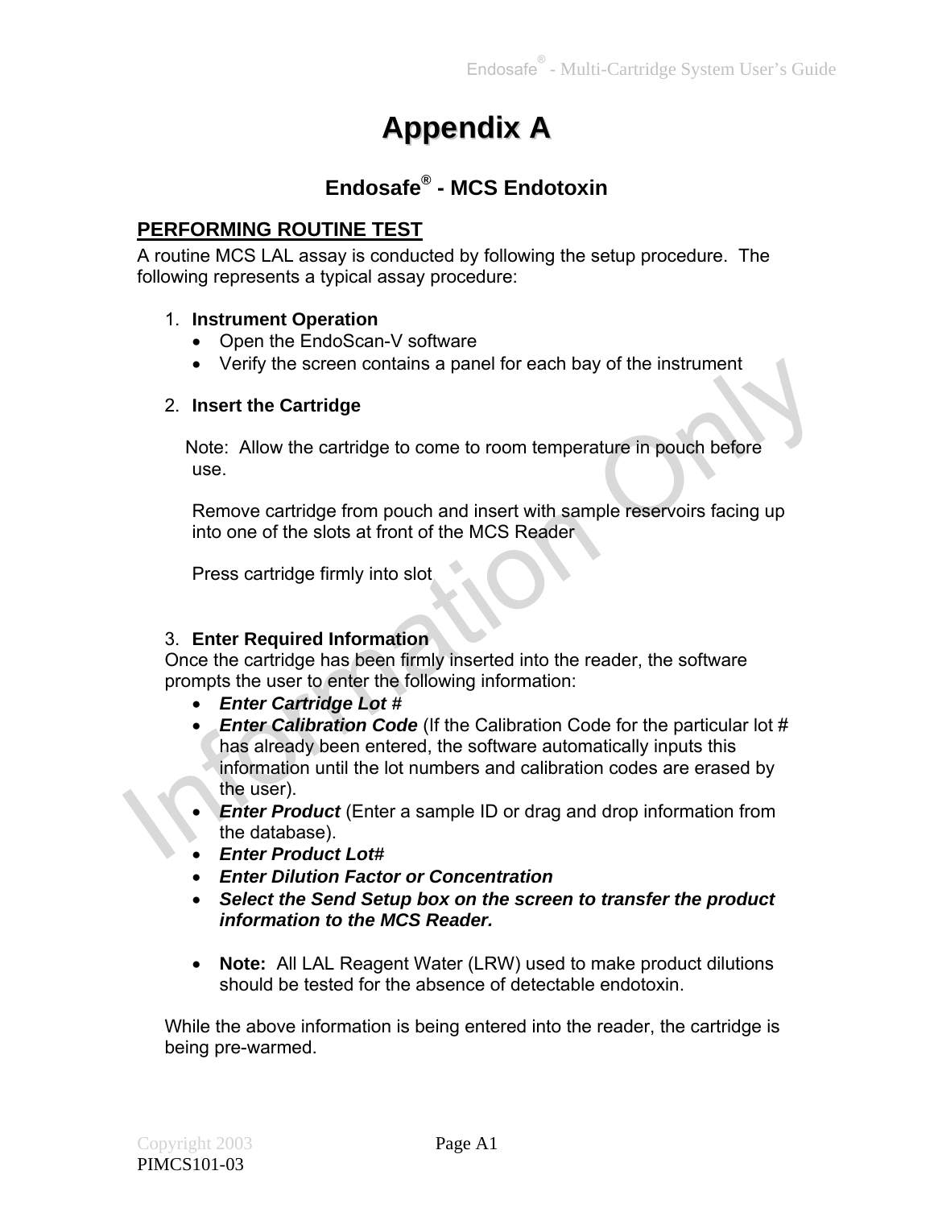# Appendix A

## Endosafe® - MCS Endotoxin

**PERFORMING ROUTINE TEST**

A routine MCS LAL assay is conducted by following the setup procedure. The following represents a typical assay procedure:

1. **Instrument Operation**
   - Open the EndoScan-V software
   - Verify the screen contains a panel for each bay of the instrument

2. **Insert the Cartridge**

   Note: Allow the cartridge to come to room temperature in pouch before use.

   Remove cartridge from pouch and insert with sample reservoirs facing up into one of the slots at front of the MCS Reader

   Press cartridge firmly into slot

3. **Enter Required Information**

Once the cartridge has been firmly inserted into the reader, the software prompts the user to enter the following information:

- ***Enter Cartridge Lot #***
- ***Enter Calibration Code*** (If the Calibration Code for the particular lot # has already been entered, the software automatically inputs this information until the lot numbers and calibration codes are erased by the user).
- ***Enter Product*** (Enter a sample ID or drag and drop information from the database).
- ***Enter Product Lot#***
- ***Enter Dilution Factor or Concentration***
- ***Select the Send Setup box on the screen to transfer the product information to the MCS Reader.***

- **Note:** All LAL Reagent Water (LRW) used to make product dilutions should be tested for the absence of detectable endotoxin.

While the above information is being entered into the reader, the cartridge is being pre-warmed.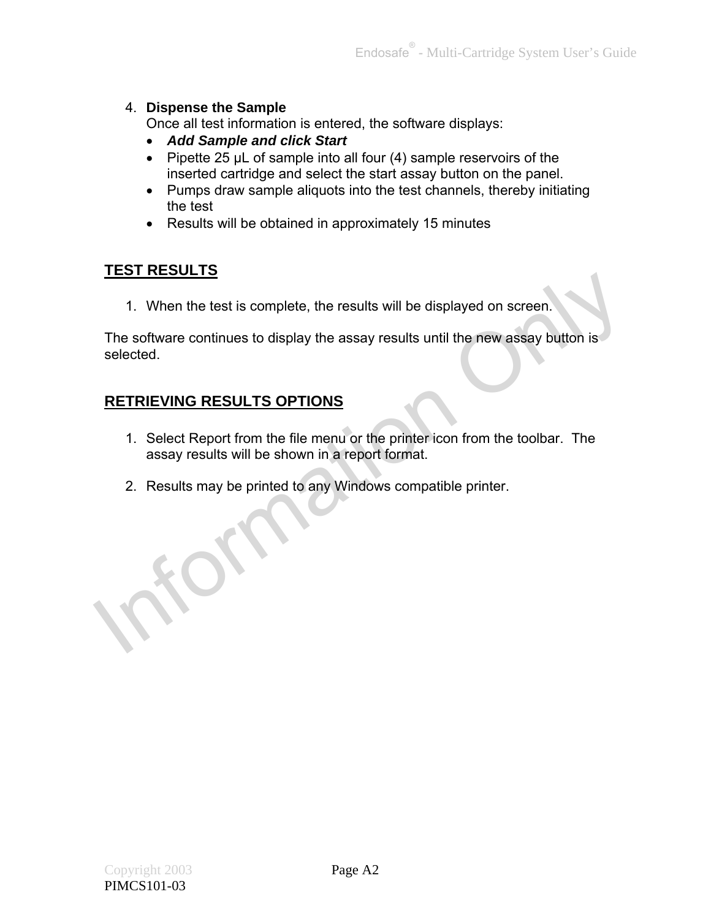4. **Dispense the Sample**
   Once all test information is entered, the software displays:
   - ***Add Sample and click Start***
   - Pipette 25 µL of sample into all four (4) sample reservoirs of the inserted cartridge and select the start assay button on the panel.
   - Pumps draw sample aliquots into the test channels, thereby initiating the test
   - Results will be obtained in approximately 15 minutes

## TEST RESULTS

1. When the test is complete, the results will be displayed on screen.

The software continues to display the assay results until the new assay button is selected.

## RETRIEVING RESULTS OPTIONS

1. Select Report from the file menu or the printer icon from the toolbar. The assay results will be shown in a report format.

2. Results may be printed to any Windows compatible printer.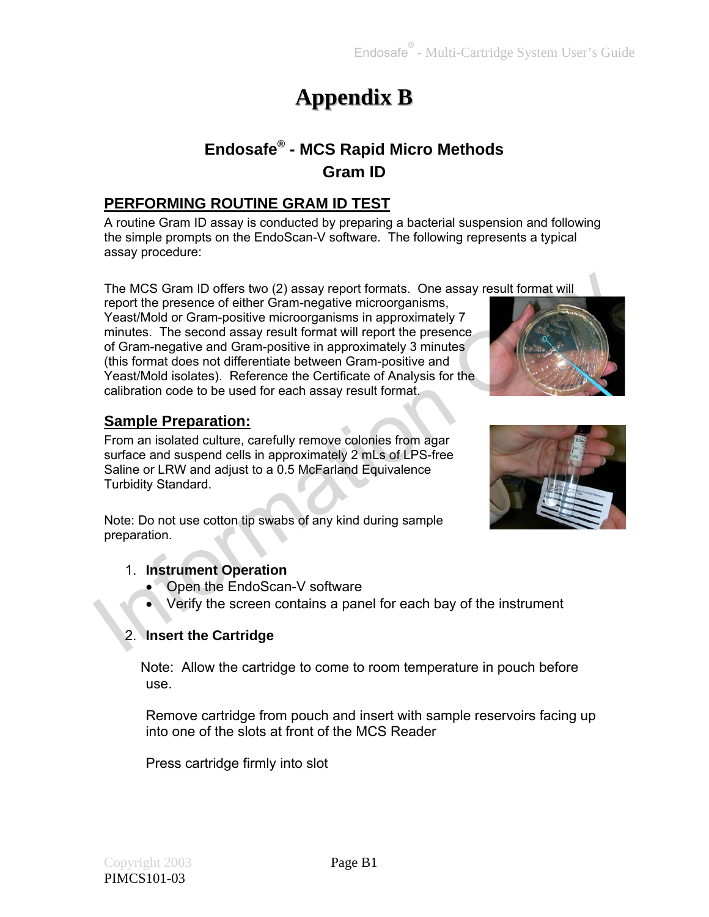# Appendix B

## Endosafe® - MCS Rapid Micro Methods
## Gram ID

### PERFORMING ROUTINE GRAM ID TEST

A routine Gram ID assay is conducted by preparing a bacterial suspension and following the simple prompts on the EndoScan-V software. The following represents a typical assay procedure:

The MCS Gram ID offers two (2) assay report formats. One assay result format will report the presence of either Gram-negative microorganisms, Yeast/Mold or Gram-positive microorganisms in approximately 7 minutes. The second assay result format will report the presence of Gram-negative and Gram-positive in approximately 3 minutes (this format does not differentiate between Gram-positive and Yeast/Mold isolates). Reference the Certificate of Analysis for the calibration code to be used for each assay result format.

### Sample Preparation:

From an isolated culture, carefully remove colonies from agar surface and suspend cells in approximately 2 mLs of LPS-free Saline or LRW and adjust to a 0.5 McFarland Equivalence Turbidity Standard.

Note: Do not use cotton tip swabs of any kind during sample preparation.

1. **Instrument Operation**
   - Open the EndoScan-V software
   - Verify the screen contains a panel for each bay of the instrument

2. **Insert the Cartridge**

   Note: Allow the cartridge to come to room temperature in pouch before use.

   Remove cartridge from pouch and insert with sample reservoirs facing up into one of the slots at front of the MCS Reader

   Press cartridge firmly into slot

Copyright 2003
PIMCS101-03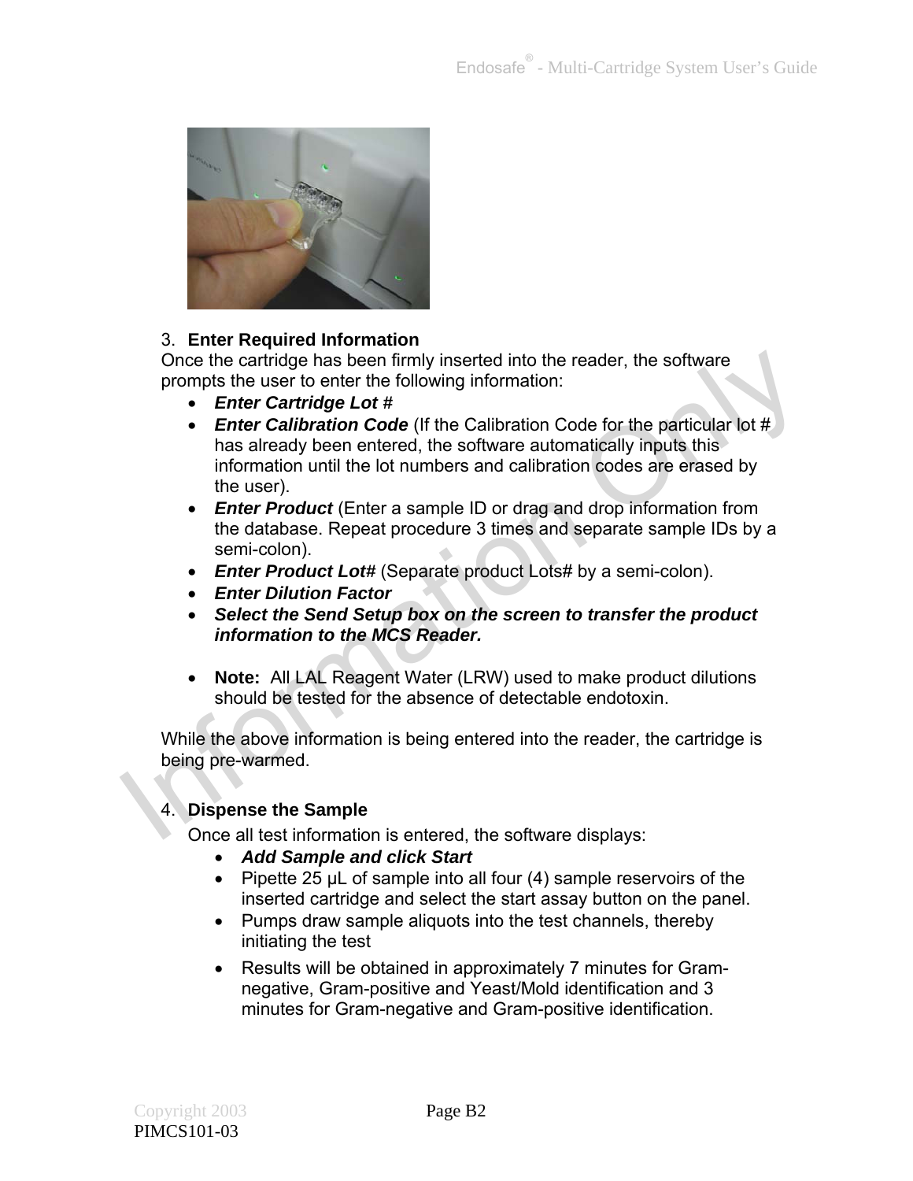3. **Enter Required Information**

Once the cartridge has been firmly inserted into the reader, the software prompts the user to enter the following information:

- ***Enter Cartridge Lot #***
- ***Enter Calibration Code*** (If the Calibration Code for the particular lot # has already been entered, the software automatically inputs this information until the lot numbers and calibration codes are erased by the user).
- ***Enter Product*** (Enter a sample ID or drag and drop information from the database. Repeat procedure 3 times and separate sample IDs by a semi-colon).
- ***Enter Product Lot#*** (Separate product Lots# by a semi-colon).
- ***Enter Dilution Factor***
- ***Select the Send Setup box on the screen to transfer the product information to the MCS Reader.***

- **Note:** All LAL Reagent Water (LRW) used to make product dilutions should be tested for the absence of detectable endotoxin.

While the above information is being entered into the reader, the cartridge is being pre-warmed.

4. **Dispense the Sample**

Once all test information is entered, the software displays:

- ***Add Sample and click Start***
- Pipette 25 µL of sample into all four (4) sample reservoirs of the inserted cartridge and select the start assay button on the panel.
- Pumps draw sample aliquots into the test channels, thereby initiating the test
- Results will be obtained in approximately 7 minutes for Gram-negative, Gram-positive and Yeast/Mold identification and 3 minutes for Gram-negative and Gram-positive identification.

Copyright 2003
PIMCS101-03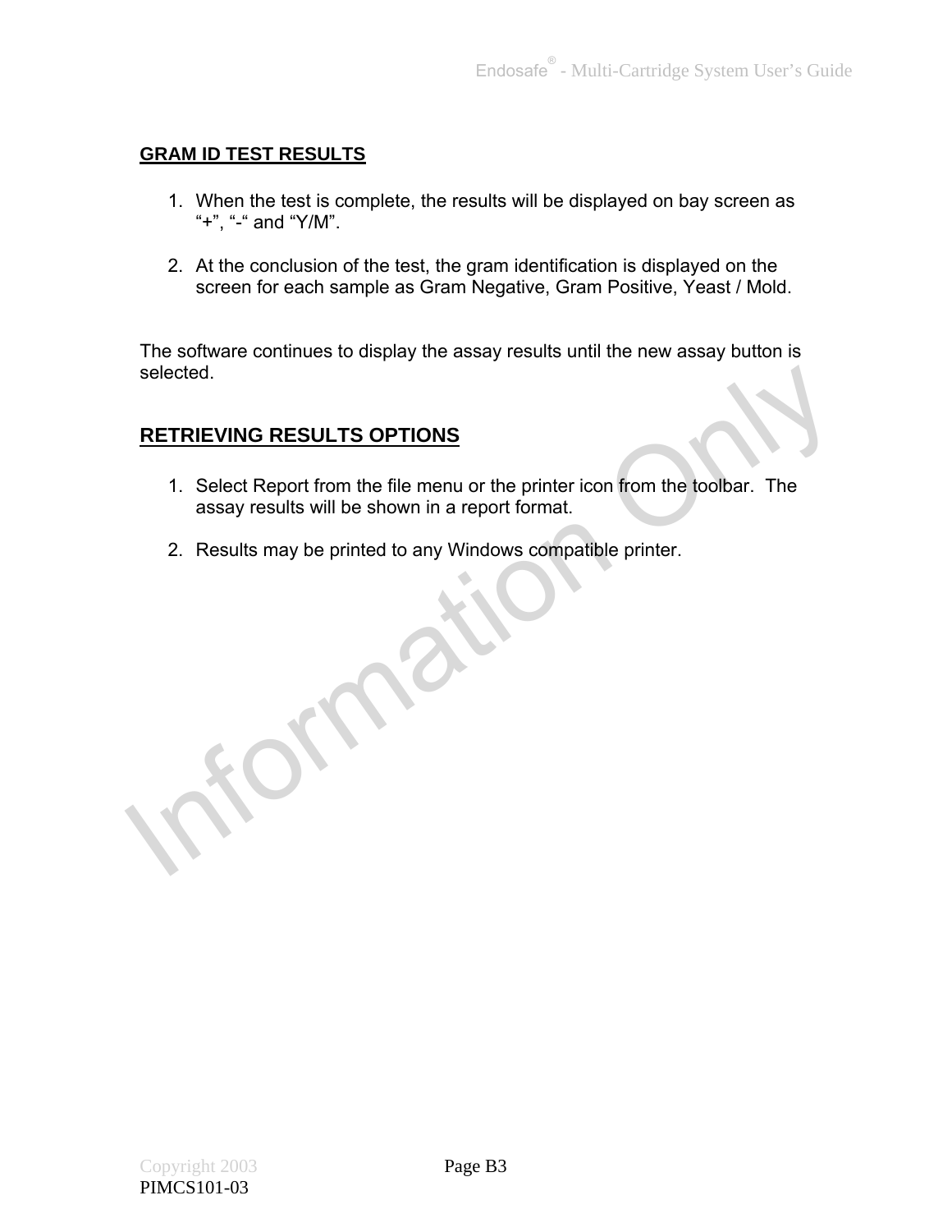## GRAM ID TEST RESULTS

1. When the test is complete, the results will be displayed on bay screen as “+”, “-“ and “Y/M”.

2. At the conclusion of the test, the gram identification is displayed on the screen for each sample as Gram Negative, Gram Positive, Yeast / Mold.

The software continues to display the assay results until the new assay button is selected.

## RETRIEVING RESULTS OPTIONS

1. Select Report from the file menu or the printer icon from the toolbar. The assay results will be shown in a report format.

2. Results may be printed to any Windows compatible printer.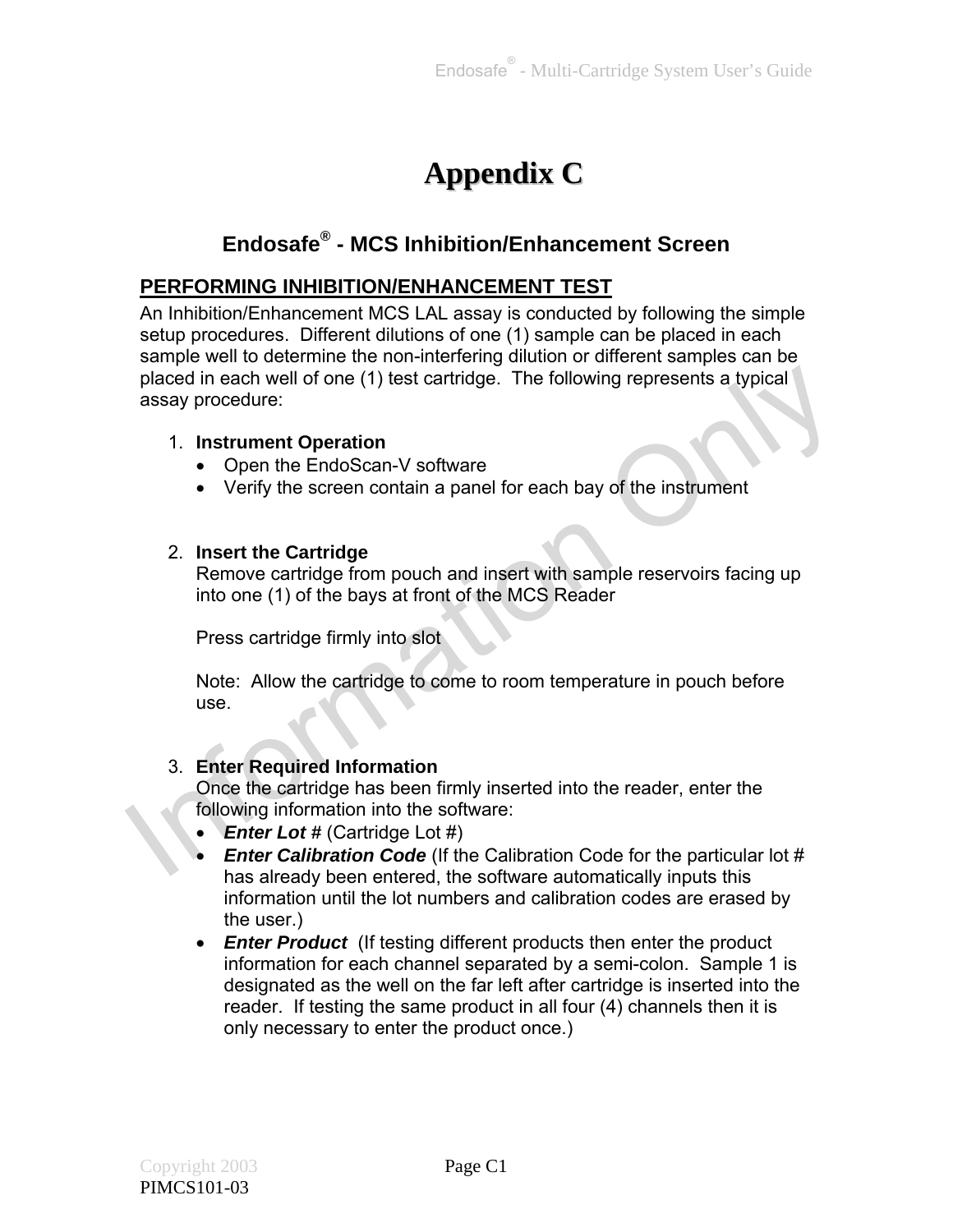# Appendix C

## Endosafe® - MCS Inhibition/Enhancement Screen

### PERFORMING INHIBITION/ENHANCEMENT TEST

An Inhibition/Enhancement MCS LAL assay is conducted by following the simple setup procedures. Different dilutions of one (1) sample can be placed in each sample well to determine the non-interfering dilution or different samples can be placed in each well of one (1) test cartridge. The following represents a typical assay procedure:

1. **Instrument Operation**
   - Open the EndoScan-V software
   - Verify the screen contain a panel for each bay of the instrument

2. **Insert the Cartridge**

   Remove cartridge from pouch and insert with sample reservoirs facing up into one (1) of the bays at front of the MCS Reader

   Press cartridge firmly into slot

   Note: Allow the cartridge to come to room temperature in pouch before use.

3. **Enter Required Information**

   Once the cartridge has been firmly inserted into the reader, enter the following information into the software:
   - ***Enter Lot #*** (Cartridge Lot #)
   - ***Enter Calibration Code*** (If the Calibration Code for the particular lot # has already been entered, the software automatically inputs this information until the lot numbers and calibration codes are erased by the user.)
   - ***Enter Product*** (If testing different products then enter the product information for each channel separated by a semi-colon. Sample 1 is designated as the well on the far left after cartridge is inserted into the reader. If testing the same product in all four (4) channels then it is only necessary to enter the product once.)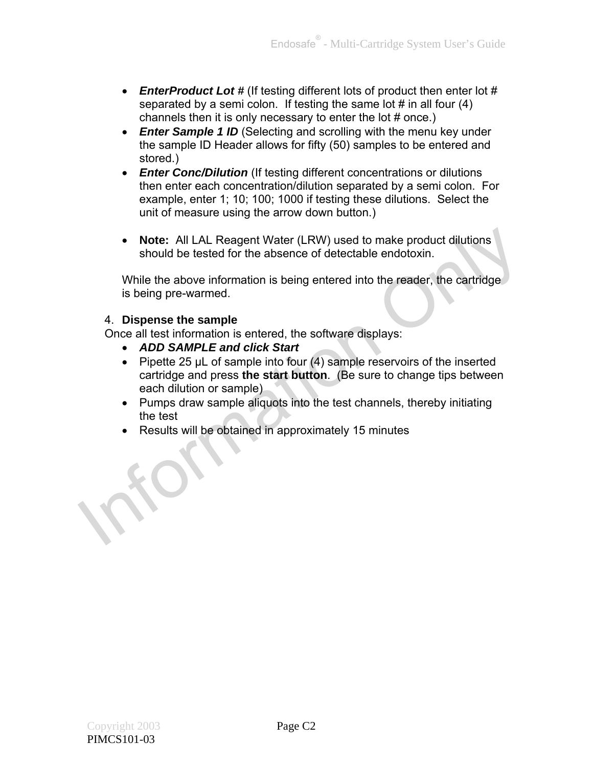- ***EnterProduct Lot #*** (If testing different lots of product then enter lot # separated by a semi colon. If testing the same lot # in all four (4) channels then it is only necessary to enter the lot # once.)
- ***Enter Sample 1 ID*** (Selecting and scrolling with the menu key under the sample ID Header allows for fifty (50) samples to be entered and stored.)
- ***Enter Conc/Dilution*** (If testing different concentrations or dilutions then enter each concentration/dilution separated by a semi colon. For example, enter 1; 10; 100; 1000 if testing these dilutions. Select the unit of measure using the arrow down button.)

- **Note:** All LAL Reagent Water (LRW) used to make product dilutions should be tested for the absence of detectable endotoxin.

While the above information is being entered into the reader, the cartridge is being pre-warmed.

4. **Dispense the sample**

Once all test information is entered, the software displays:

- ***ADD SAMPLE and click Start***
- Pipette 25 µL of sample into four (4) sample reservoirs of the inserted cartridge and press **the start button**. (Be sure to change tips between each dilution or sample)
- Pumps draw sample aliquots into the test channels, thereby initiating the test
- Results will be obtained in approximately 15 minutes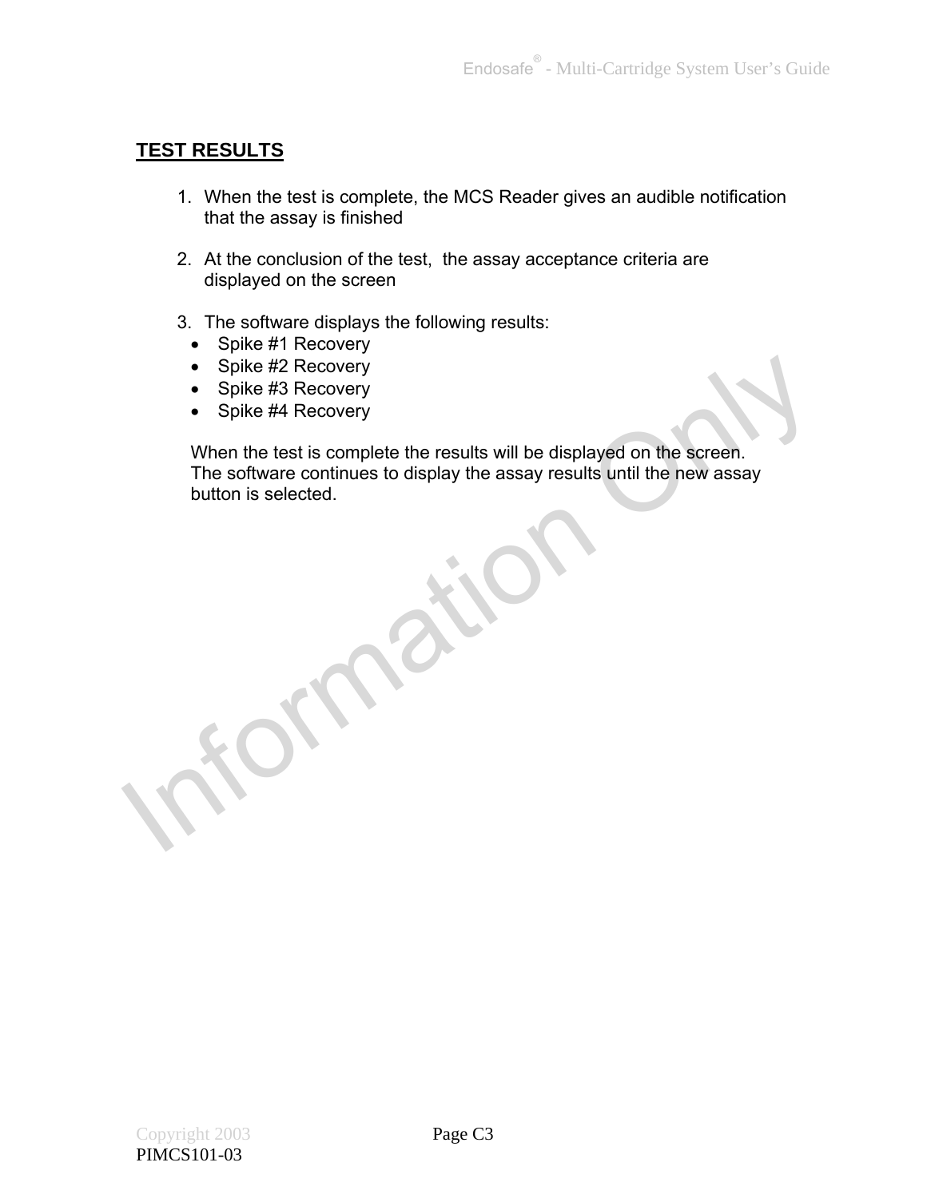## TEST RESULTS

1. When the test is complete, the MCS Reader gives an audible notification that the assay is finished

2. At the conclusion of the test, the assay acceptance criteria are displayed on the screen

3. The software displays the following results:
   - Spike #1 Recovery
   - Spike #2 Recovery
   - Spike #3 Recovery
   - Spike #4 Recovery

   When the test is complete the results will be displayed on the screen. The software continues to display the assay results until the new assay button is selected.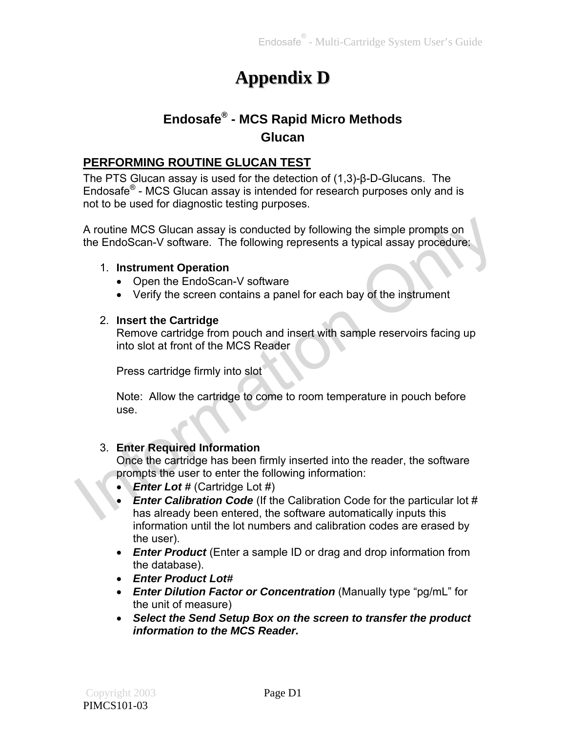# Appendix D

## Endosafe® - MCS Rapid Micro Methods
## Glucan

### PERFORMING ROUTINE GLUCAN TEST

The PTS Glucan assay is used for the detection of (1,3)-β-D-Glucans. The Endosafe® - MCS Glucan assay is intended for research purposes only and is not to be used for diagnostic testing purposes.

A routine MCS Glucan assay is conducted by following the simple prompts on the EndoScan-V software. The following represents a typical assay procedure:

1. **Instrument Operation**
   - Open the EndoScan-V software
   - Verify the screen contains a panel for each bay of the instrument

2. **Insert the Cartridge**
   Remove cartridge from pouch and insert with sample reservoirs facing up into slot at front of the MCS Reader

   Press cartridge firmly into slot

   Note: Allow the cartridge to come to room temperature in pouch before use.

3. **Enter Required Information**
   Once the cartridge has been firmly inserted into the reader, the software prompts the user to enter the following information:
   - ***Enter Lot #*** (Cartridge Lot #)
   - ***Enter Calibration Code*** (If the Calibration Code for the particular lot # has already been entered, the software automatically inputs this information until the lot numbers and calibration codes are erased by the user).
   - ***Enter Product*** (Enter a sample ID or drag and drop information from the database).
   - ***Enter Product Lot#***
   - ***Enter Dilution Factor or Concentration*** (Manually type "pg/mL" for the unit of measure)
   - ***Select the Send Setup Box on the screen to transfer the product information to the MCS Reader.***

Copyright 2003
PIMCS101-03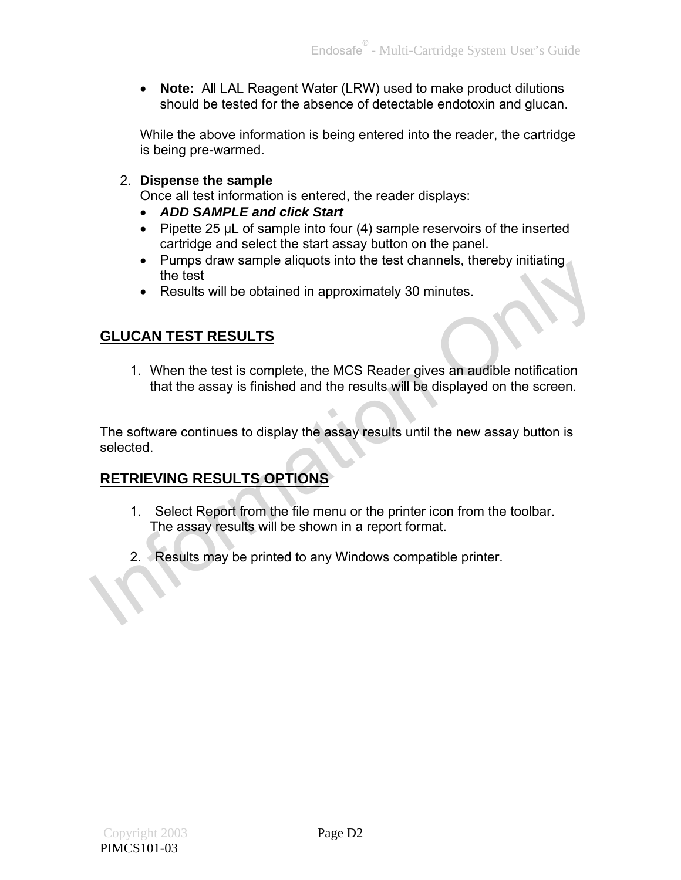- **Note:** All LAL Reagent Water (LRW) used to make product dilutions should be tested for the absence of detectable endotoxin and glucan.

While the above information is being entered into the reader, the cartridge is being pre-warmed.

2. **Dispense the sample**
   Once all test information is entered, the reader displays:
   - ***ADD SAMPLE and click Start***
   - Pipette 25 µL of sample into four (4) sample reservoirs of the inserted cartridge and select the start assay button on the panel.
   - Pumps draw sample aliquots into the test channels, thereby initiating the test
   - Results will be obtained in approximately 30 minutes.

## GLUCAN TEST RESULTS

1. When the test is complete, the MCS Reader gives an audible notification that the assay is finished and the results will be displayed on the screen.

The software continues to display the assay results until the new assay button is selected.

## RETRIEVING RESULTS OPTIONS

1. Select Report from the file menu or the printer icon from the toolbar. The assay results will be shown in a report format.

2. Results may be printed to any Windows compatible printer.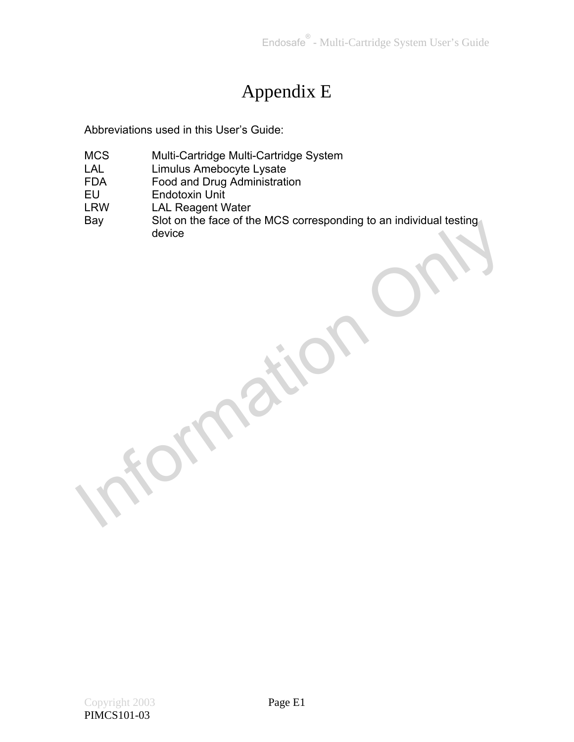# Appendix E

Abbreviations used in this User's Guide:

| | |
|---|---|
| MCS | Multi-Cartridge Multi-Cartridge System |
| LAL | Limulus Amebocyte Lysate |
| FDA | Food and Drug Administration |
| EU | Endotoxin Unit |
| LRW | LAL Reagent Water |
| Bay | Slot on the face of the MCS corresponding to an individual testing device |

Information Only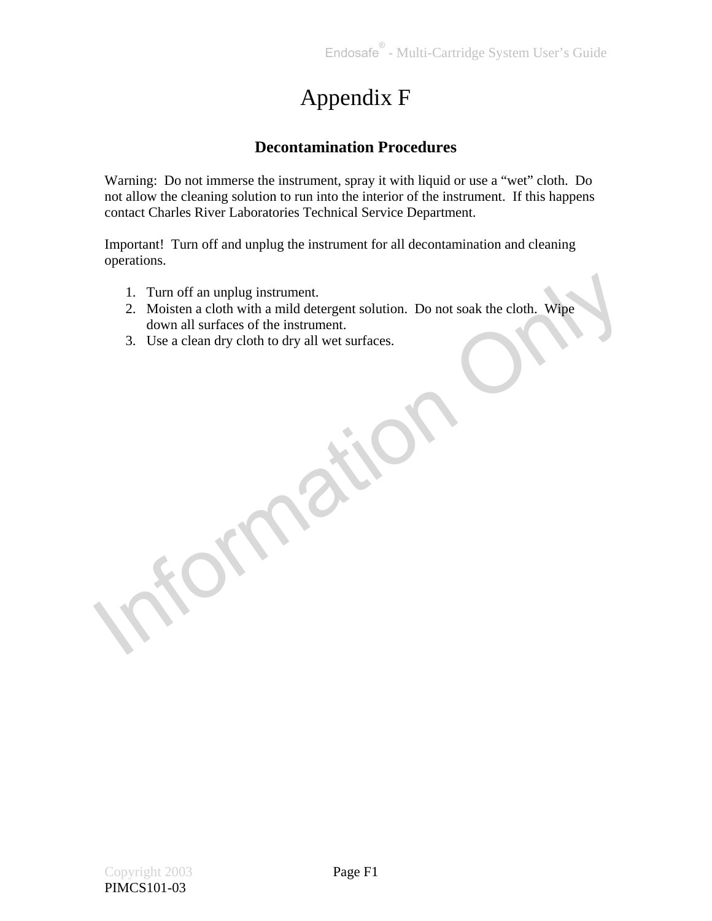# Appendix F

## Decontamination Procedures

Warning: Do not immerse the instrument, spray it with liquid or use a “wet” cloth. Do not allow the cleaning solution to run into the interior of the instrument. If this happens contact Charles River Laboratories Technical Service Department.

Important! Turn off and unplug the instrument for all decontamination and cleaning operations.

1. Turn off an unplug instrument.
2. Moisten a cloth with a mild detergent solution. Do not soak the cloth. Wipe down all surfaces of the instrument.
3. Use a clean dry cloth to dry all wet surfaces.